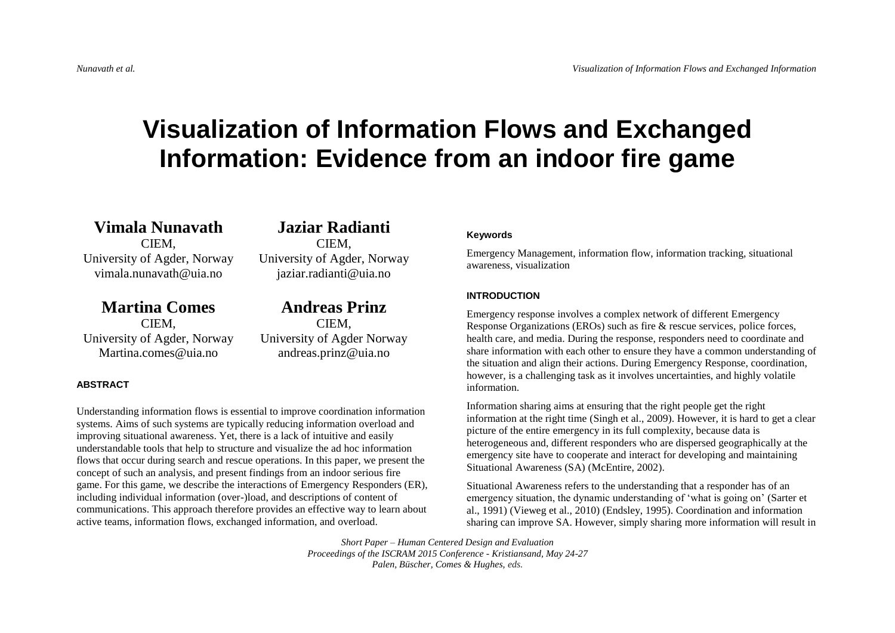# Visualization of Information Flows and Exchanged Information: Evidence from an indoor fire game

**Vimala Nunavath**
CIEM,
University of Agder, Norway
vimala.nunavath@uia.no

**Jaziar Radianti**
CIEM,
University of Agder, Norway
jaziar.radianti@uia.no

**Martina Comes**
CIEM,
University of Agder, Norway
Martina.comes@uia.no

**Andreas Prinz**
CIEM,
University of Agder Norway
andreas.prinz@uia.no

## ABSTRACT

Understanding information flows is essential to improve coordination information systems. Aims of such systems are typically reducing information overload and improving situational awareness. Yet, there is a lack of intuitive and easily understandable tools that help to structure and visualize the ad hoc information flows that occur during search and rescue operations. In this paper, we present the concept of such an analysis, and present findings from an indoor serious fire game. For this game, we describe the interactions of Emergency Responders (ER), including individual information (over-)load, and descriptions of content of communications. This approach therefore provides an effective way to learn about active teams, information flows, exchanged information, and overload.

## Keywords

Emergency Management, information flow, information tracking, situational awareness, visualization

## INTRODUCTION

Emergency response involves a complex network of different Emergency Response Organizations (EROs) such as fire & rescue services, police forces, health care, and media. During the response, responders need to coordinate and share information with each other to ensure they have a common understanding of the situation and align their actions. During Emergency Response, coordination, however, is a challenging task as it involves uncertainties, and highly volatile information.

Information sharing aims at ensuring that the right people get the right information at the right time (Singh et al., 2009). However, it is hard to get a clear picture of the entire emergency in its full complexity, because data is heterogeneous and, different responders who are dispersed geographically at the emergency site have to cooperate and interact for developing and maintaining Situational Awareness (SA) (McEntire, 2002).

Situational Awareness refers to the understanding that a responder has of an emergency situation, the dynamic understanding of 'what is going on' (Sarter et al., 1991) (Vieweg et al., 2010) (Endsley, 1995). Coordination and information sharing can improve SA. However, simply sharing more information will result in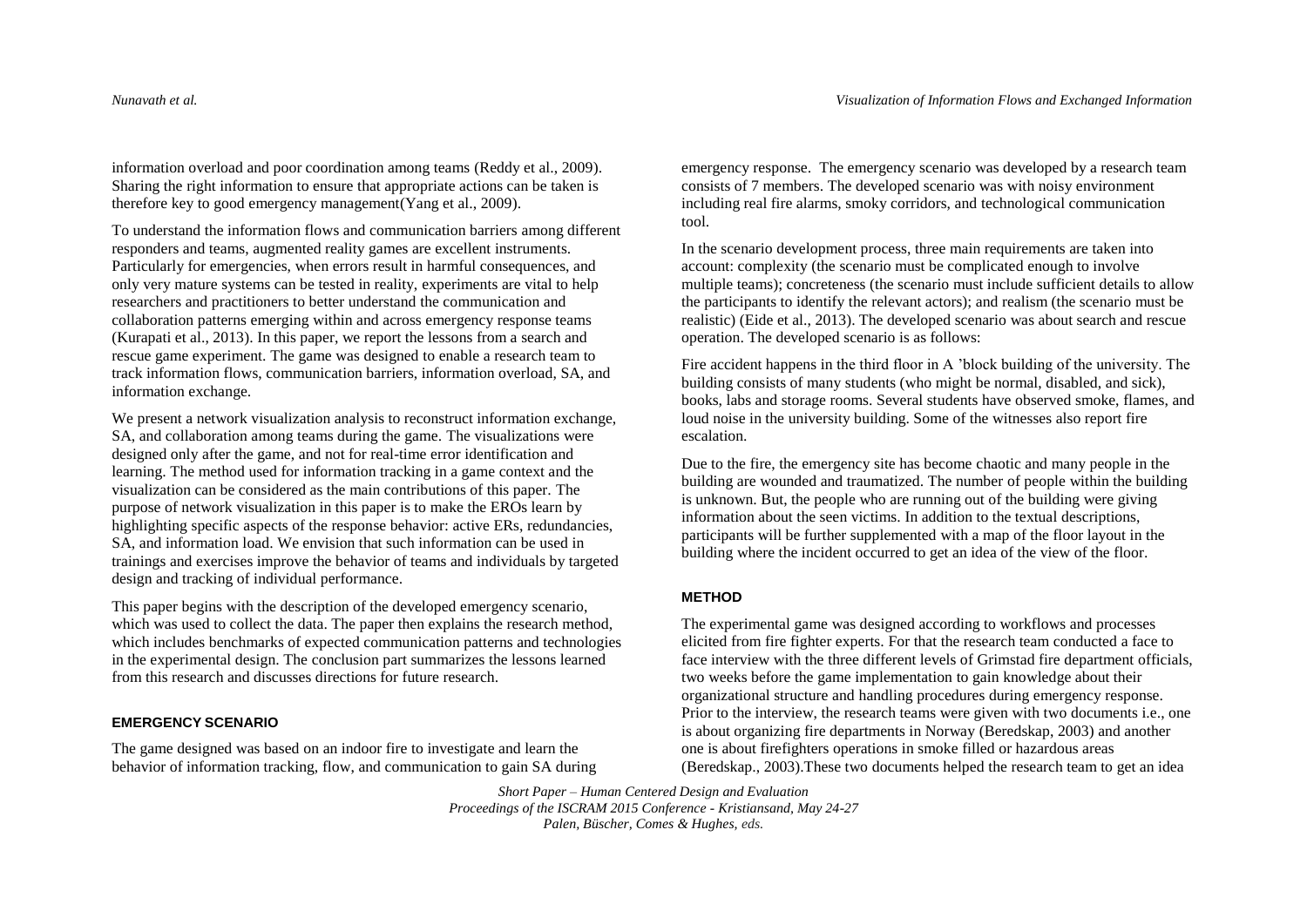information overload and poor coordination among teams (Reddy et al., 2009). Sharing the right information to ensure that appropriate actions can be taken is therefore key to good emergency management(Yang et al., 2009).

To understand the information flows and communication barriers among different responders and teams, augmented reality games are excellent instruments. Particularly for emergencies, when errors result in harmful consequences, and only very mature systems can be tested in reality, experiments are vital to help researchers and practitioners to better understand the communication and collaboration patterns emerging within and across emergency response teams (Kurapati et al., 2013). In this paper, we report the lessons from a search and rescue game experiment. The game was designed to enable a research team to track information flows, communication barriers, information overload, SA, and information exchange.

We present a network visualization analysis to reconstruct information exchange, SA, and collaboration among teams during the game. The visualizations were designed only after the game, and not for real-time error identification and learning. The method used for information tracking in a game context and the visualization can be considered as the main contributions of this paper. The purpose of network visualization in this paper is to make the EROs learn by highlighting specific aspects of the response behavior: active ERs, redundancies, SA, and information load. We envision that such information can be used in trainings and exercises improve the behavior of teams and individuals by targeted design and tracking of individual performance.

This paper begins with the description of the developed emergency scenario, which was used to collect the data. The paper then explains the research method, which includes benchmarks of expected communication patterns and technologies in the experimental design. The conclusion part summarizes the lessons learned from this research and discusses directions for future research.

## EMERGENCY SCENARIO

The game designed was based on an indoor fire to investigate and learn the behavior of information tracking, flow, and communication to gain SA during emergency response. The emergency scenario was developed by a research team consists of 7 members. The developed scenario was with noisy environment including real fire alarms, smoky corridors, and technological communication tool.

In the scenario development process, three main requirements are taken into account: complexity (the scenario must be complicated enough to involve multiple teams); concreteness (the scenario must include sufficient details to allow the participants to identify the relevant actors); and realism (the scenario must be realistic) (Eide et al., 2013). The developed scenario was about search and rescue operation. The developed scenario is as follows:

Fire accident happens in the third floor in A 'block building of the university. The building consists of many students (who might be normal, disabled, and sick), books, labs and storage rooms. Several students have observed smoke, flames, and loud noise in the university building. Some of the witnesses also report fire escalation.

Due to the fire, the emergency site has become chaotic and many people in the building are wounded and traumatized. The number of people within the building is unknown. But, the people who are running out of the building were giving information about the seen victims. In addition to the textual descriptions, participants will be further supplemented with a map of the floor layout in the building where the incident occurred to get an idea of the view of the floor.

## METHOD

The experimental game was designed according to workflows and processes elicited from fire fighter experts. For that the research team conducted a face to face interview with the three different levels of Grimstad fire department officials, two weeks before the game implementation to gain knowledge about their organizational structure and handling procedures during emergency response. Prior to the interview, the research teams were given with two documents i.e., one is about organizing fire departments in Norway (Beredskap, 2003) and another one is about firefighters operations in smoke filled or hazardous areas (Beredskap., 2003).These two documents helped the research team to get an idea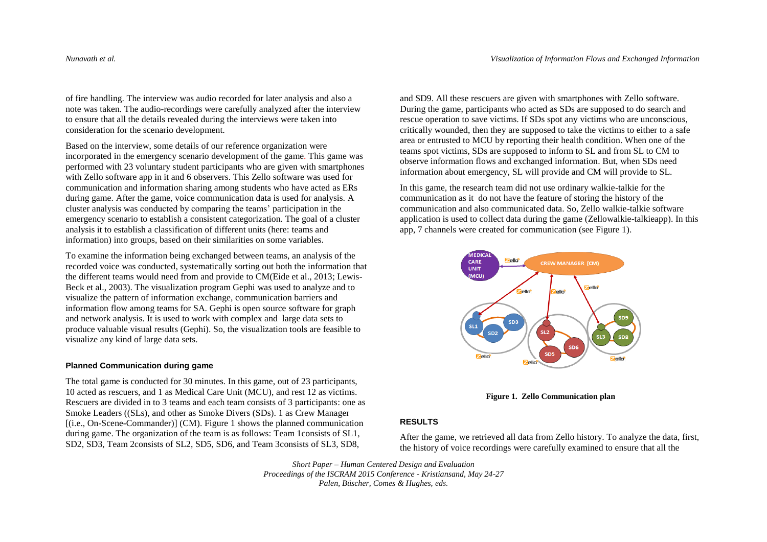of fire handling. The interview was audio recorded for later analysis and also a note was taken. The audio-recordings were carefully analyzed after the interview to ensure that all the details revealed during the interviews were taken into consideration for the scenario development.

Based on the interview, some details of our reference organization were incorporated in the emergency scenario development of the game. This game was performed with 23 voluntary student participants who are given with smartphones with Zello software app in it and 6 observers. This Zello software was used for communication and information sharing among students who have acted as ERs during game. After the game, voice communication data is used for analysis. A cluster analysis was conducted by comparing the teams' participation in the emergency scenario to establish a consistent categorization. The goal of a cluster analysis it to establish a classification of different units (here: teams and information) into groups, based on their similarities on some variables.

To examine the information being exchanged between teams, an analysis of the recorded voice was conducted, systematically sorting out both the information that the different teams would need from and provide to CM(Eide et al., 2013; Lewis-Beck et al., 2003). The visualization program Gephi was used to analyze and to visualize the pattern of information exchange, communication barriers and information flow among teams for SA. Gephi is open source software for graph and network analysis. It is used to work with complex and large data sets to produce valuable visual results (Gephi). So, the visualization tools are feasible to visualize any kind of large data sets.

#### Planned Communication during game

The total game is conducted for 30 minutes. In this game, out of 23 participants, 10 acted as rescuers, and 1 as Medical Care Unit (MCU), and rest 12 as victims. Rescuers are divided in to 3 teams and each team consists of 3 participants: one as Smoke Leaders ((SLs), and other as Smoke Divers (SDs). 1 as Crew Manager [(i.e., On-Scene-Commander)] (CM). Figure 1 shows the planned communication during game. The organization of the team is as follows: Team 1consists of SL1, SD2, SD3, Team 2consists of SL2, SD5, SD6, and Team 3consists of SL3, SD8, and SD9. All these rescuers are given with smartphones with Zello software. During the game, participants who acted as SDs are supposed to do search and rescue operation to save victims. If SDs spot any victims who are unconscious, critically wounded, then they are supposed to take the victims to either to a safe area or entrusted to MCU by reporting their health condition. When one of the teams spot victims, SDs are supposed to inform to SL and from SL to CM to observe information flows and exchanged information. But, when SDs need information about emergency, SL will provide and CM will provide to SL.

In this game, the research team did not use ordinary walkie-talkie for the communication as it do not have the feature of storing the history of the communication and also communicated data. So, Zello walkie-talkie software application is used to collect data during the game (Zellowalkie-talkieapp). In this app, 7 channels were created for communication (see Figure 1).

**Figure 1. Zello Communication plan**

### RESULTS

After the game, we retrieved all data from Zello history. To analyze the data, first, the history of voice recordings were carefully examined to ensure that all the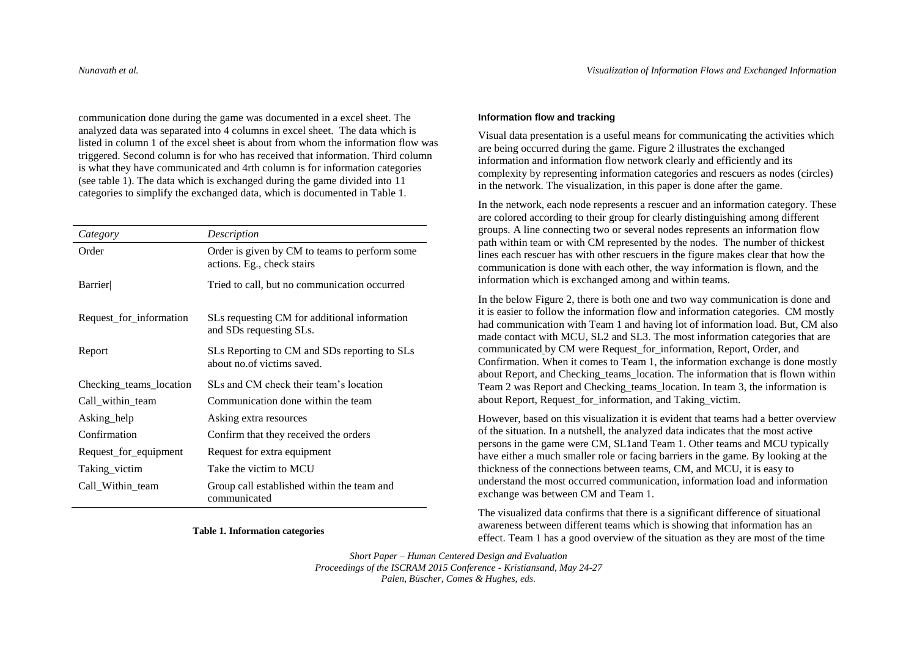communication done during the game was documented in a excel sheet. The analyzed data was separated into 4 columns in excel sheet. The data which is listed in column 1 of the excel sheet is about from whom the information flow was triggered. Second column is for who has received that information. Third column is what they have communicated and 4rth column is for information categories (see table 1). The data which is exchanged during the game divided into 11 categories to simplify the exchanged data, which is documented in Table 1.

| *Category* | *Description* |
|---|---|
| Order | Order is given by CM to teams to perform some actions. Eg., check stairs |
| Barrier | Tried to call, but no communication occurred |
| Request_for_information | SLs requesting CM for additional information and SDs requesting SLs. |
| Report | SLs Reporting to CM and SDs reporting to SLs about no.of victims saved. |
| Checking_teams_location | SLs and CM check their team's location |
| Call_within_team | Communication done within the team |
| Asking_help | Asking extra resources |
| Confirmation | Confirm that they received the orders |
| Request_for_equipment | Request for extra equipment |
| Taking_victim | Take the victim to MCU |
| Call_Within_team | Group call established within the team and communicated |

**Table 1. Information categories**

#### Information flow and tracking

Visual data presentation is a useful means for communicating the activities which are being occurred during the game. Figure 2 illustrates the exchanged information and information flow network clearly and efficiently and its complexity by representing information categories and rescuers as nodes (circles) in the network. The visualization, in this paper is done after the game.

In the network, each node represents a rescuer and an information category. These are colored according to their group for clearly distinguishing among different groups. A line connecting two or several nodes represents an information flow path within team or with CM represented by the nodes. The number of thickest lines each rescuer has with other rescuers in the figure makes clear that how the communication is done with each other, the way information is flown, and the information which is exchanged among and within teams.

In the below Figure 2, there is both one and two way communication is done and it is easier to follow the information flow and information categories. CM mostly had communication with Team 1 and having lot of information load. But, CM also made contact with MCU, SL2 and SL3. The most information categories that are communicated by CM were Request_for_information, Report, Order, and Confirmation. When it comes to Team 1, the information exchange is done mostly about Report, and Checking_teams_location. The information that is flown within Team 2 was Report and Checking_teams_location. In team 3, the information is about Report, Request_for_information, and Taking_victim.

However, based on this visualization it is evident that teams had a better overview of the situation. In a nutshell, the analyzed data indicates that the most active persons in the game were CM, SL1and Team 1. Other teams and MCU typically have either a much smaller role or facing barriers in the game. By looking at the thickness of the connections between teams, CM, and MCU, it is easy to understand the most occurred communication, information load and information exchange was between CM and Team 1.

The visualized data confirms that there is a significant difference of situational awareness between different teams which is showing that information has an effect. Team 1 has a good overview of the situation as they are most of the time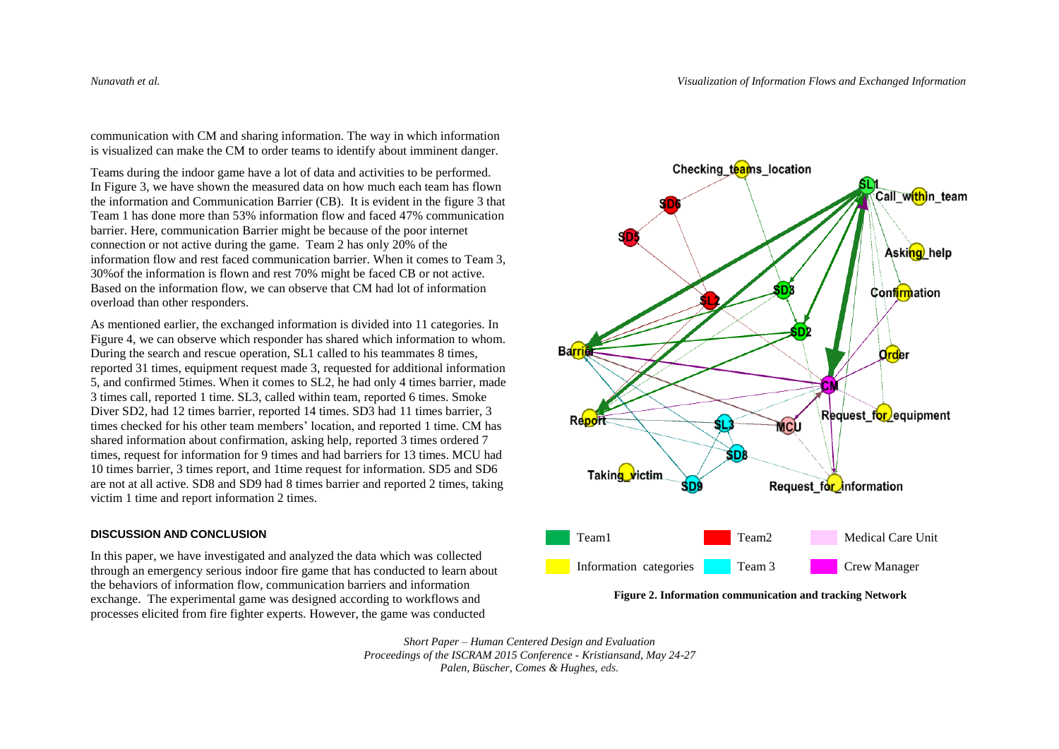communication with CM and sharing information. The way in which information is visualized can make the CM to order teams to identify about imminent danger.

Teams during the indoor game have a lot of data and activities to be performed. In Figure 3, we have shown the measured data on how much each team has flown the information and Communication Barrier (CB). It is evident in the figure 3 that Team 1 has done more than 53% information flow and faced 47% communication barrier. Here, communication Barrier might be because of the poor internet connection or not active during the game. Team 2 has only 20% of the information flow and rest faced communication barrier. When it comes to Team 3, 30%of the information is flown and rest 70% might be faced CB or not active. Based on the information flow, we can observe that CM had lot of information overload than other responders.

As mentioned earlier, the exchanged information is divided into 11 categories. In Figure 4, we can observe which responder has shared which information to whom. During the search and rescue operation, SL1 called to his teammates 8 times, reported 31 times, equipment request made 3, requested for additional information 5, and confirmed 5times. When it comes to SL2, he had only 4 times barrier, made 3 times call, reported 1 time. SL3, called within team, reported 6 times. Smoke Diver SD2, had 12 times barrier, reported 14 times. SD3 had 11 times barrier, 3 times checked for his other team members' location, and reported 1 time. CM has shared information about confirmation, asking help, reported 3 times ordered 7 times, request for information for 9 times and had barriers for 13 times. MCU had 10 times barrier, 3 times report, and 1time request for information. SD5 and SD6 are not at all active. SD8 and SD9 had 8 times barrier and reported 2 times, taking victim 1 time and report information 2 times.

**Figure 2. Information communication and tracking Network**

## DISCUSSION AND CONCLUSION

In this paper, we have investigated and analyzed the data which was collected through an emergency serious indoor fire game that has conducted to learn about the behaviors of information flow, communication barriers and information exchange. The experimental game was designed according to workflows and processes elicited from fire fighter experts. However, the game was conducted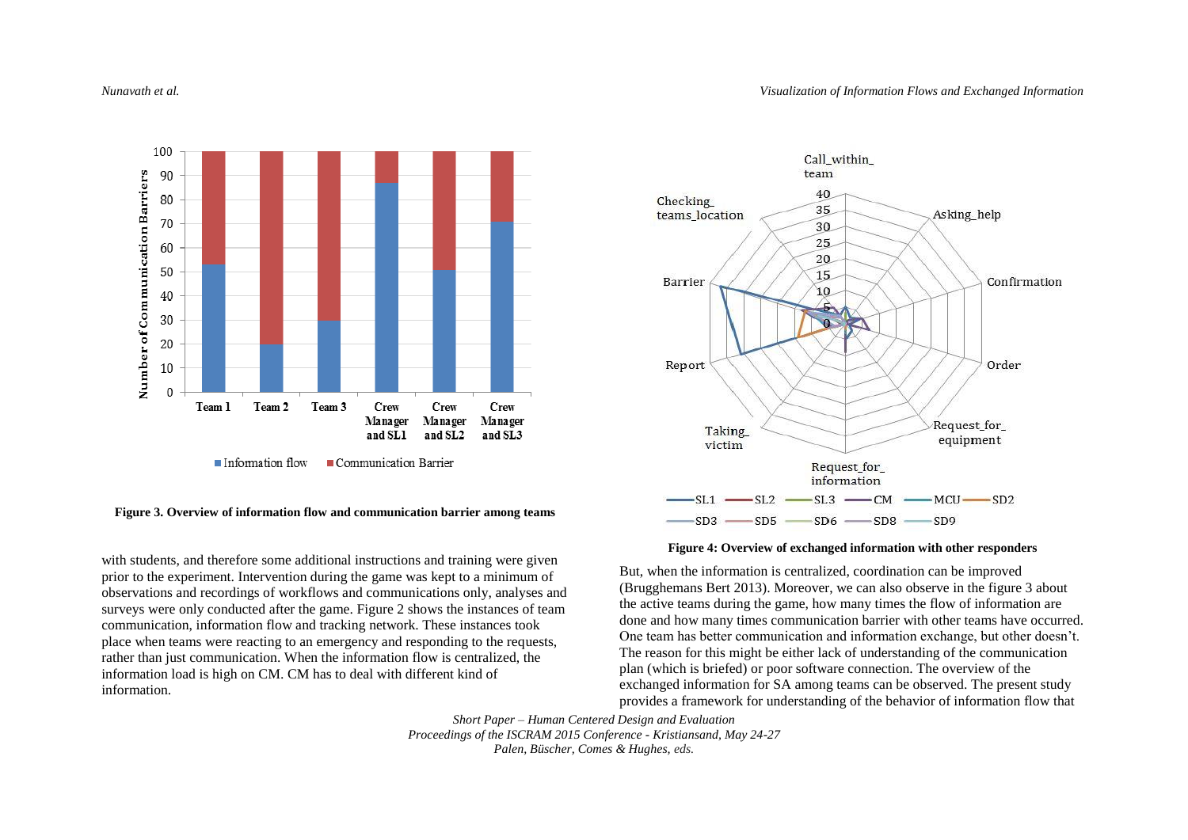**Figure 3. Overview of information flow and communication barrier among teams**

**Figure 4: Overview of exchanged information with other responders**

with students, and therefore some additional instructions and training were given prior to the experiment. Intervention during the game was kept to a minimum of observations and recordings of workflows and communications only, analyses and surveys were only conducted after the game. Figure 2 shows the instances of team communication, information flow and tracking network. These instances took place when teams were reacting to an emergency and responding to the requests, rather than just communication. When the information flow is centralized, the information load is high on CM. CM has to deal with different kind of information.

But, when the information is centralized, coordination can be improved (Brugghemans Bert 2013). Moreover, we can also observe in the figure 3 about the active teams during the game, how many times the flow of information are done and how many times communication barrier with other teams have occurred. One team has better communication and information exchange, but other doesn't. The reason for this might be either lack of understanding of the communication plan (which is briefed) or poor software connection. The overview of the exchanged information for SA among teams can be observed. The present study provides a framework for understanding of the behavior of information flow that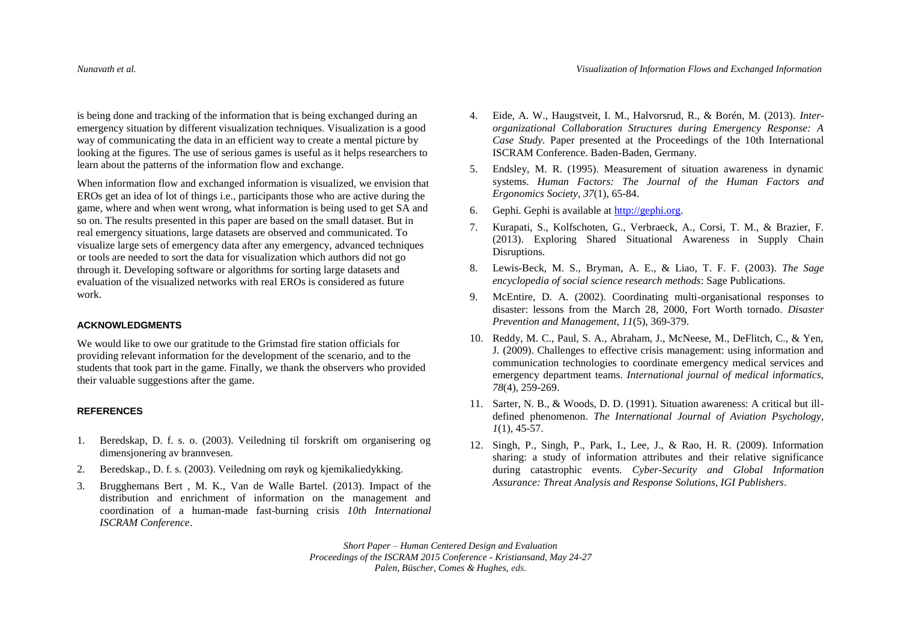is being done and tracking of the information that is being exchanged during an emergency situation by different visualization techniques. Visualization is a good way of communicating the data in an efficient way to create a mental picture by looking at the figures. The use of serious games is useful as it helps researchers to learn about the patterns of the information flow and exchange.

When information flow and exchanged information is visualized, we envision that EROs get an idea of lot of things i.e., participants those who are active during the game, where and when went wrong, what information is being used to get SA and so on. The results presented in this paper are based on the small dataset. But in real emergency situations, large datasets are observed and communicated. To visualize large sets of emergency data after any emergency, advanced techniques or tools are needed to sort the data for visualization which authors did not go through it. Developing software or algorithms for sorting large datasets and evaluation of the visualized networks with real EROs is considered as future work.

## ACKNOWLEDGMENTS

We would like to owe our gratitude to the Grimstad fire station officials for providing relevant information for the development of the scenario, and to the students that took part in the game. Finally, we thank the observers who provided their valuable suggestions after the game.

## REFERENCES

1. Beredskap, D. f. s. o. (2003). Veiledning til forskrift om organisering og dimensjonering av brannvesen.
2. Beredskap., D. f. s. (2003). Veiledning om røyk og kjemikaliedykking.
3. Brugghemans Bert , M. K., Van de Walle Bartel. (2013). Impact of the distribution and enrichment of information on the management and coordination of a human-made fast-burning crisis *10th International ISCRAM Conference*.
4. Eide, A. W., Haugstveit, I. M., Halvorsrud, R., & Borén, M. (2013). *Inter-organizational Collaboration Structures during Emergency Response: A Case Study*. Paper presented at the Proceedings of the 10th International ISCRAM Conference. Baden-Baden, Germany.
5. Endsley, M. R. (1995). Measurement of situation awareness in dynamic systems. *Human Factors: The Journal of the Human Factors and Ergonomics Society, 37*(1), 65-84.
6. Gephi. Gephi is available at http://gephi.org.
7. Kurapati, S., Kolfschoten, G., Verbraeck, A., Corsi, T. M., & Brazier, F. (2013). Exploring Shared Situational Awareness in Supply Chain Disruptions.
8. Lewis-Beck, M. S., Bryman, A. E., & Liao, T. F. F. (2003). *The Sage encyclopedia of social science research methods*: Sage Publications.
9. McEntire, D. A. (2002). Coordinating multi-organisational responses to disaster: lessons from the March 28, 2000, Fort Worth tornado. *Disaster Prevention and Management, 11*(5), 369-379.
10. Reddy, M. C., Paul, S. A., Abraham, J., McNeese, M., DeFlitch, C., & Yen, J. (2009). Challenges to effective crisis management: using information and communication technologies to coordinate emergency medical services and emergency department teams. *International journal of medical informatics, 78*(4), 259-269.
11. Sarter, N. B., & Woods, D. D. (1991). Situation awareness: A critical but ill-defined phenomenon. *The International Journal of Aviation Psychology, 1*(1), 45-57.
12. Singh, P., Singh, P., Park, I., Lee, J., & Rao, H. R. (2009). Information sharing: a study of information attributes and their relative significance during catastrophic events. *Cyber-Security and Global Information Assurance: Threat Analysis and Response Solutions, IGI Publishers*.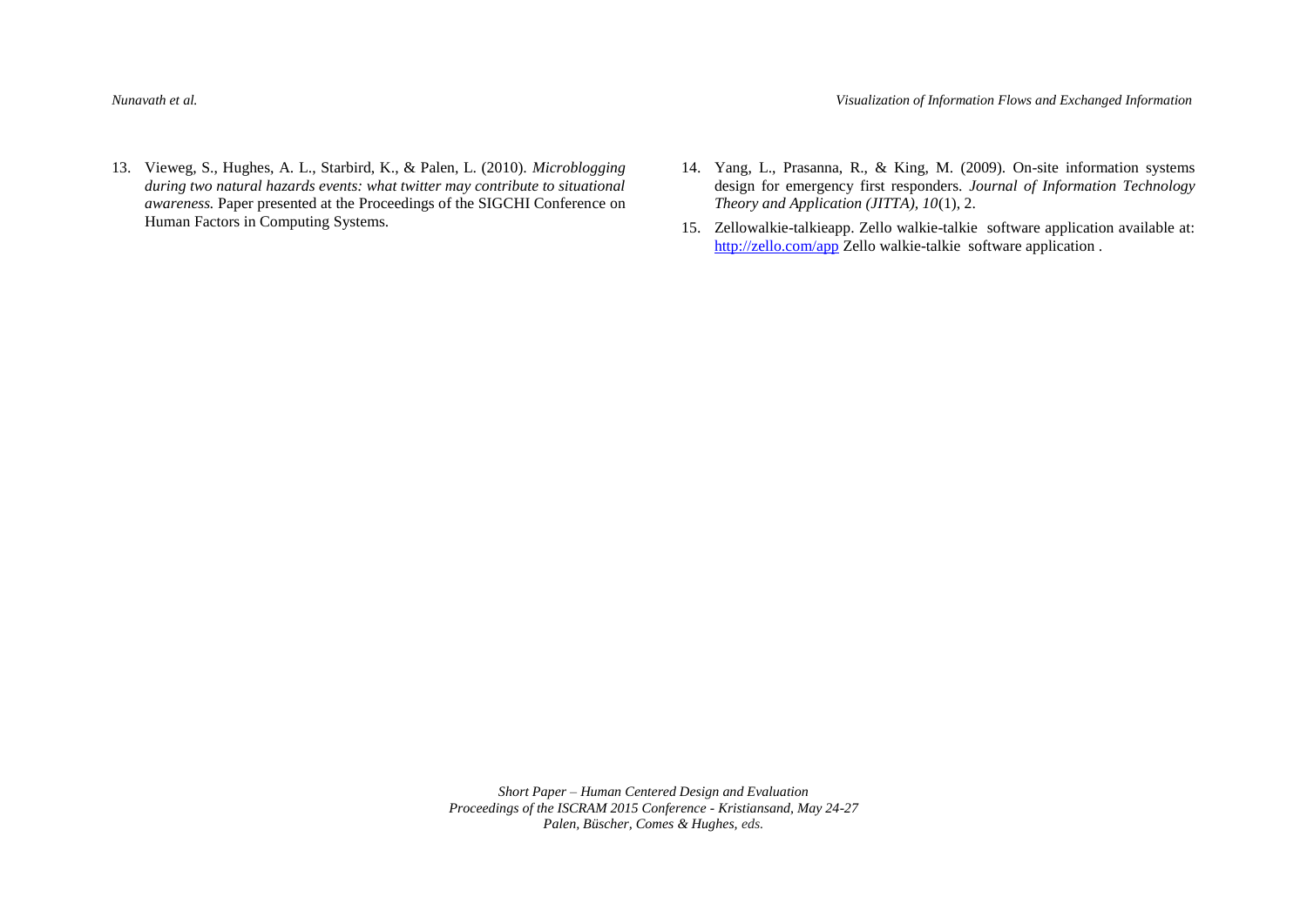13. Vieweg, S., Hughes, A. L., Starbird, K., & Palen, L. (2010). *Microblogging during two natural hazards events: what twitter may contribute to situational awareness.* Paper presented at the Proceedings of the SIGCHI Conference on Human Factors in Computing Systems.
14. Yang, L., Prasanna, R., & King, M. (2009). On-site information systems design for emergency first responders. *Journal of Information Technology Theory and Application (JITTA), 10*(1), 2.
15. Zellowalkie-talkieapp. Zello walkie-talkie software application available at: http://zello.com/app Zello walkie-talkie software application .